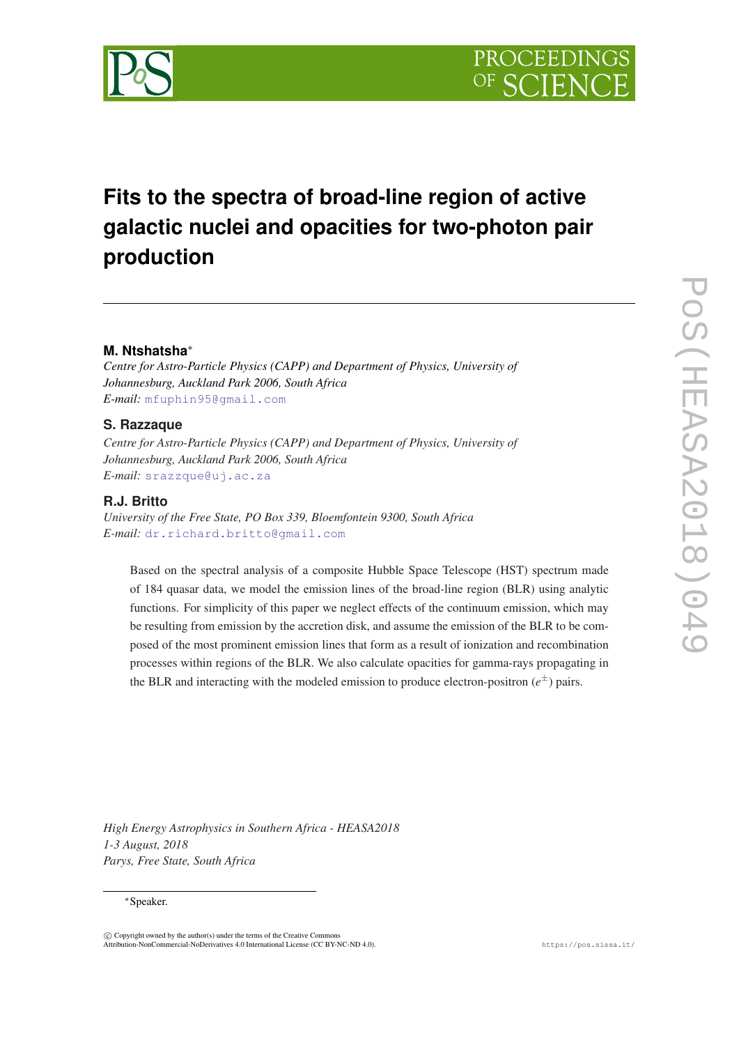# Fits to the spectra of broad-line region of active galactic nuclei and opacities for two-photon pair production

**M. Ntshatsha**[*]

*Centre for Astro-Particle Physics (CAPP) and Department of Physics, University of Johannesburg, Auckland Park 2006, South Africa*

*E-mail:* mfuphin95@gmail.com

**S. Razzaque**

*Centre for Astro-Particle Physics (CAPP) and Department of Physics, University of Johannesburg, Auckland Park 2006, South Africa*

*E-mail:* srazzque@uj.ac.za

**R.J. Britto**

*University of the Free State, PO Box 339, Bloemfontein 9300, South Africa*

*E-mail:* dr.richard.britto@gmail.com

Based on the spectral analysis of a composite Hubble Space Telescope (HST) spectrum made of 184 quasar data, we model the emission lines of the broad-line region (BLR) using analytic functions. For simplicity of this paper we neglect effects of the continuum emission, which may be resulting from emission by the accretion disk, and assume the emission of the BLR to be composed of the most prominent emission lines that form as a result of ionization and recombination processes within regions of the BLR. We also calculate opacities for gamma-rays propagating in the BLR and interacting with the modeled emission to produce electron-positron ($e^{\pm}$) pairs.

*High Energy Astrophysics in Southern Africa - HEASA2018*
*1-3 August, 2018*
*Parys, Free State, South Africa*

[*]Speaker.

© Copyright owned by the author(s) under the terms of the Creative Commons Attribution-NonCommercial-NoDerivatives 4.0 International License (CC BY-NC-ND 4.0).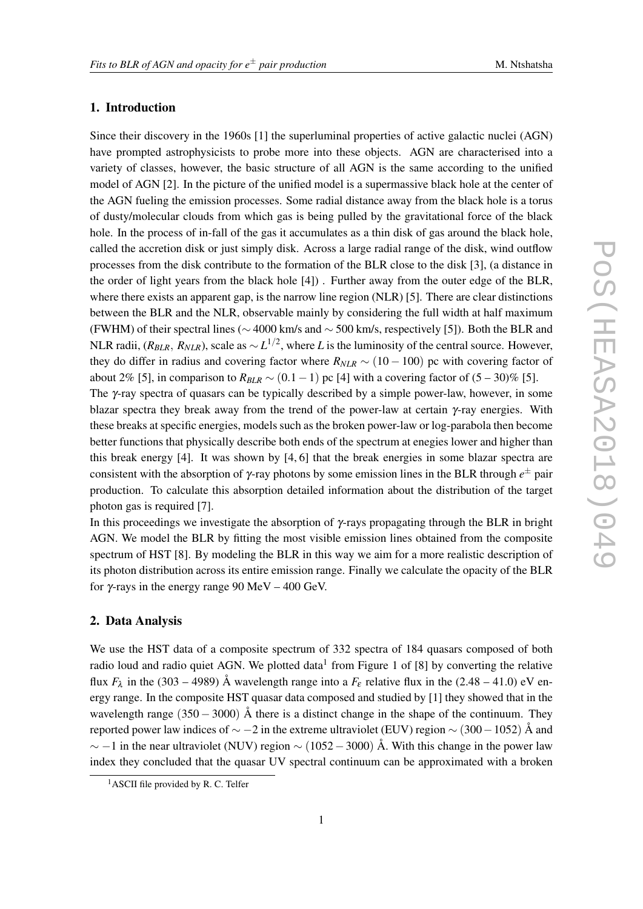## 1. Introduction

Since their discovery in the 1960s [1] the superluminal properties of active galactic nuclei (AGN) have prompted astrophysicists to probe more into these objects. AGN are characterised into a variety of classes, however, the basic structure of all AGN is the same according to the unified model of AGN [2]. In the picture of the unified model is a supermassive black hole at the center of the AGN fueling the emission processes. Some radial distance away from the black hole is a torus of dusty/molecular clouds from which gas is being pulled by the gravitational force of the black hole. In the process of in-fall of the gas it accumulates as a thin disk of gas around the black hole, called the accretion disk or just simply disk. Across a large radial range of the disk, wind outflow processes from the disk contribute to the formation of the BLR close to the disk [3], (a distance in the order of light years from the black hole [4]) . Further away from the outer edge of the BLR, where there exists an apparent gap, is the narrow line region (NLR) [5]. There are clear distinctions between the BLR and the NLR, observable mainly by considering the full width at half maximum (FWHM) of their spectral lines ($\sim 4000$ km/s and $\sim 500$ km/s, respectively [5]). Both the BLR and NLR radii, ($R_{BLR},\ R_{NLR}$), scale as $\sim L^{1/2}$, where $L$ is the luminosity of the central source. However, they do differ in radius and covering factor where $R_{NLR} \sim (10-100)$ pc with covering factor of about 2% [5], in comparison to $R_{BLR} \sim (0.1-1)$ pc [4] with a covering factor of (5 – 30)% [5].

The $\gamma$-ray spectra of quasars can be typically described by a simple power-law, however, in some blazar spectra they break away from the trend of the power-law at certain $\gamma$-ray energies. With these breaks at specific energies, models such as the broken power-law or log-parabola then become better functions that physically describe both ends of the spectrum at enegies lower and higher than this break energy [4]. It was shown by [4, 6] that the break energies in some blazar spectra are consistent with the absorption of $\gamma$-ray photons by some emission lines in the BLR through $e^{\pm}$ pair production. To calculate this absorption detailed information about the distribution of the target photon gas is required [7].

In this proceedings we investigate the absorption of $\gamma$-rays propagating through the BLR in bright AGN. We model the BLR by fitting the most visible emission lines obtained from the composite spectrum of HST [8]. By modeling the BLR in this way we aim for a more realistic description of its photon distribution across its entire emission range. Finally we calculate the opacity of the BLR for $\gamma$-rays in the energy range 90 MeV – 400 GeV.

## 2. Data Analysis

We use the HST data of a composite spectrum of 332 spectra of 184 quasars composed of both radio loud and radio quiet AGN. We plotted data[1] from Figure 1 of [8] by converting the relative flux $F_\lambda$ in the (303 – 4989) Å wavelength range into a $F_\varepsilon$ relative flux in the (2.48 – 41.0) eV energy range. In the composite HST quasar data composed and studied by [1] they showed that in the wavelength range $(350-3000)$ Å there is a distinct change in the shape of the continuum. They reported power law indices of $\sim -2$ in the extreme ultraviolet (EUV) region $\sim (300-1052)$ Å and $\sim -1$ in the near ultraviolet (NUV) region $\sim (1052-3000)$ Å. With this change in the power law index they concluded that the quasar UV spectral continuum can be approximated with a broken

[1] ASCII file provided by R. C. Telfer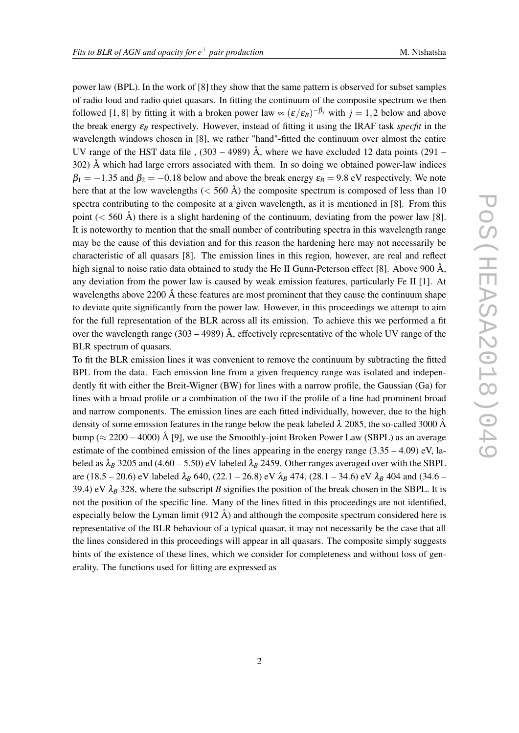power law (BPL). In the work of [8] they show that the same pattern is observed for subset samples of radio loud and radio quiet quasars. In fitting the continuum of the composite spectrum we then followed [1, 8] by fitting it with a broken power law $\propto (\varepsilon/\varepsilon_B)^{-\beta_j}$ with $j = 1, 2$ below and above the break energy $\varepsilon_B$ respectively. However, instead of fitting it using the IRAF task *specfit* in the wavelength windows chosen in [8], we rather "hand"-fitted the continuum over almost the entire UV range of the HST data file , (303 – 4989) Å, where we have excluded 12 data points (291 – 302) Å which had large errors associated with them. In so doing we obtained power-law indices $\beta_1 = -1.35$ and $\beta_2 = -0.18$ below and above the break energy $\varepsilon_B = 9.8$ eV respectively. We note here that at the low wavelengths ($<$ 560 Å) the composite spectrum is composed of less than 10 spectra contributing to the composite at a given wavelength, as it is mentioned in [8]. From this point ($<$ 560 Å) there is a slight hardening of the continuum, deviating from the power law [8]. It is noteworthy to mention that the small number of contributing spectra in this wavelength range may be the cause of this deviation and for this reason the hardening here may not necessarily be characteristic of all quasars [8]. The emission lines in this region, however, are real and reflect high signal to noise ratio data obtained to study the He II Gunn-Peterson effect [8]. Above 900 Å, any deviation from the power law is caused by weak emission features, particularly Fe II [1]. At wavelengths above 2200 Å these features are most prominent that they cause the continuum shape to deviate quite significantly from the power law. However, in this proceedings we attempt to aim for the full representation of the BLR across all its emission. To achieve this we performed a fit over the wavelength range (303 – 4989) Å, effectively representative of the whole UV range of the BLR spectrum of quasars.

To fit the BLR emission lines it was convenient to remove the continuum by subtracting the fitted BPL from the data. Each emission line from a given frequency range was isolated and independently fit with either the Breit-Wigner (BW) for lines with a narrow profile, the Gaussian (Ga) for lines with a broad profile or a combination of the two if the profile of a line had prominent broad and narrow components. The emission lines are each fitted individually, however, due to the high density of some emission features in the range below the peak labeled $\lambda$ 2085, the so-called 3000 Å bump ($\approx 2200 - 4000$) Å [9], we use the Smoothly-joint Broken Power Law (SBPL) as an average estimate of the combined emission of the lines appearing in the energy range (3.35 – 4.09) eV, labeled as $\lambda_B$ 3205 and (4.60 – 5.50) eV labeled $\lambda_B$ 2459. Other ranges averaged over with the SBPL are (18.5 – 20.6) eV labeled $\lambda_B$ 640, (22.1 – 26.8) eV $\lambda_B$ 474, (28.1 – 34.6) eV $\lambda_B$ 404 and (34.6 – 39.4) eV $\lambda_B$ 328, where the subscript $B$ signifies the position of the break chosen in the SBPL. It is not the position of the specific line. Many of the lines fitted in this proceedings are not identified, especially below the Lyman limit (912 Å) and although the composite spectrum considered here is representative of the BLR behaviour of a typical quasar, it may not necessarily be the case that all the lines considered in this proceedings will appear in all quasars. The composite simply suggests hints of the existence of these lines, which we consider for completeness and without loss of generality. The functions used for fitting are expressed as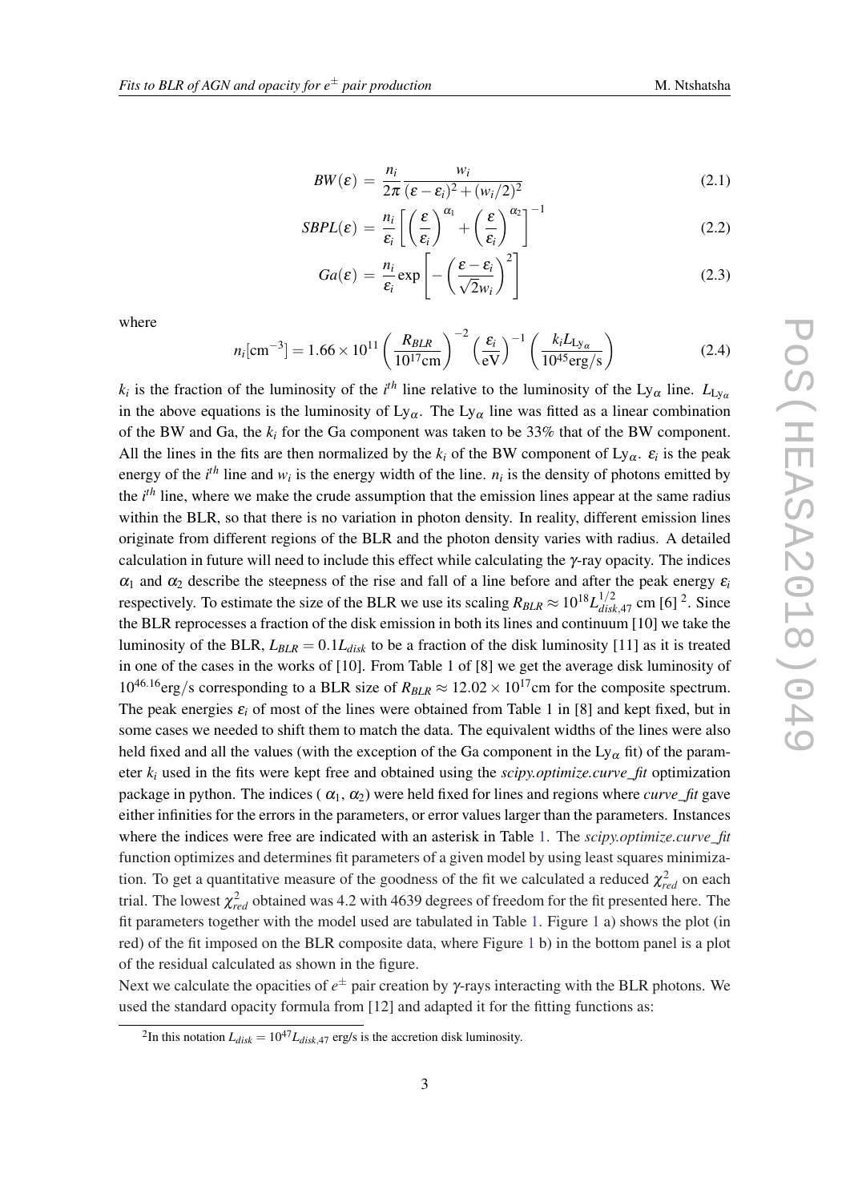$$BW(\varepsilon) = \frac{n_i}{2\pi} \frac{w_i}{(\varepsilon - \varepsilon_i)^2 + (w_i/2)^2} \tag{2.1}$$

$$SBPL(\varepsilon) = \frac{n_i}{\varepsilon_i} \left[ \left( \frac{\varepsilon}{\varepsilon_i} \right)^{\alpha_1} + \left( \frac{\varepsilon}{\varepsilon_i} \right)^{\alpha_2} \right]^{-1} \tag{2.2}$$

$$Ga(\varepsilon) = \frac{n_i}{\varepsilon_i} \exp\left[ -\left( \frac{\varepsilon - \varepsilon_i}{\sqrt{2} w_i} \right)^2 \right] \tag{2.3}$$

where

$$n_i[\mathrm{cm}^{-3}] = 1.66 \times 10^{11} \left( \frac{R_{BLR}}{10^{17}\mathrm{cm}} \right)^{-2} \left( \frac{\varepsilon_i}{\mathrm{eV}} \right)^{-1} \left( \frac{k_i L_{\mathrm{Ly}_\alpha}}{10^{45}\mathrm{erg/s}} \right) \tag{2.4}$$

$k_i$ is the fraction of the luminosity of the $i^{th}$ line relative to the luminosity of the $\mathrm{Ly}_\alpha$ line. $L_{\mathrm{Ly}_\alpha}$ in the above equations is the luminosity of $\mathrm{Ly}_\alpha$. The $\mathrm{Ly}_\alpha$ line was fitted as a linear combination of the BW and Ga, the $k_i$ for the Ga component was taken to be 33% that of the BW component. All the lines in the fits are then normalized by the $k_i$ of the BW component of $\mathrm{Ly}_\alpha$. $\varepsilon_i$ is the peak energy of the $i^{th}$ line and $w_i$ is the energy width of the line. $n_i$ is the density of photons emitted by the $i^{th}$ line, where we make the crude assumption that the emission lines appear at the same radius within the BLR, so that there is no variation in photon density. In reality, different emission lines originate from different regions of the BLR and the photon density varies with radius. A detailed calculation in future will need to include this effect while calculating the $\gamma$-ray opacity. The indices $\alpha_1$ and $\alpha_2$ describe the steepness of the rise and fall of a line before and after the peak energy $\varepsilon_i$ respectively. To estimate the size of the BLR we use its scaling $R_{BLR} \approx 10^{18} L_{disk,47}^{1/2}$ cm [6] [2]. Since the BLR reprocesses a fraction of the disk emission in both its lines and continuum [10] we take the luminosity of the BLR, $L_{BLR} = 0.1 L_{disk}$ to be a fraction of the disk luminosity [11] as it is treated in one of the cases in the works of [10]. From Table 1 of [8] we get the average disk luminosity of $10^{46.16}$erg/s corresponding to a BLR size of $R_{BLR} \approx 12.02 \times 10^{17}$cm for the composite spectrum. The peak energies $\varepsilon_i$ of most of the lines were obtained from Table 1 in [8] and kept fixed, but in some cases we needed to shift them to match the data. The equivalent widths of the lines were also held fixed and all the values (with the exception of the Ga component in the $\mathrm{Ly}_\alpha$ fit) of the parameter $k_i$ used in the fits were kept free and obtained using the *scipy.optimize.curve_fit* optimization package in python. The indices ( $\alpha_1$, $\alpha_2$) were held fixed for lines and regions where *curve_fit* gave either infinities for the errors in the parameters, or error values larger than the parameters. Instances where the indices were free are indicated with an asterisk in Table 1. The *scipy.optimize.curve_fit* function optimizes and determines fit parameters of a given model by using least squares minimization. To get a quantitative measure of the goodness of the fit we calculated a reduced $\chi^2_{red}$ on each trial. The lowest $\chi^2_{red}$ obtained was 4.2 with 4639 degrees of freedom for the fit presented here. The fit parameters together with the model used are tabulated in Table 1. Figure 1 a) shows the plot (in red) of the fit imposed on the BLR composite data, where Figure 1 b) in the bottom panel is a plot of the residual calculated as shown in the figure.

Next we calculate the opacities of $e^{\pm}$ pair creation by $\gamma$-rays interacting with the BLR photons. We used the standard opacity formula from [12] and adapted it for the fitting functions as:

[2] In this notation $L_{disk} = 10^{47} L_{disk,47}$ erg/s is the accretion disk luminosity.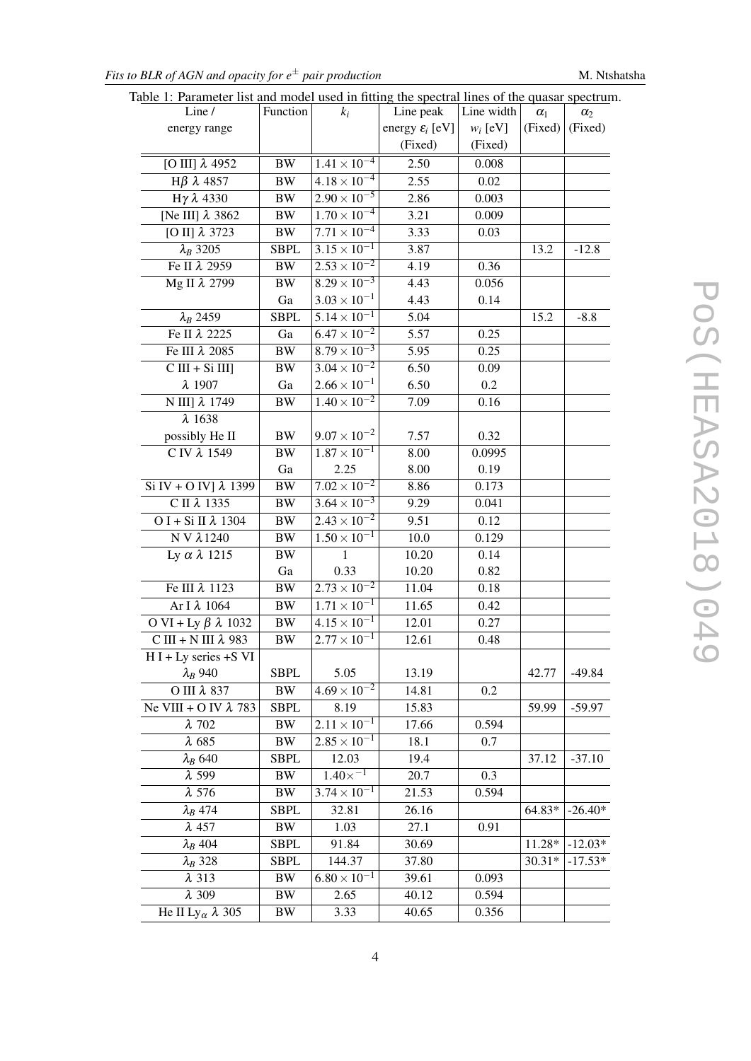Table 1: Parameter list and model used in fitting the spectral lines of the quasar spectrum.

| Line / energy range | Function | $k_i$ | Line peak energy $\varepsilon_i$ [eV] (Fixed) | Line width $w_i$ [eV] (Fixed) | $\alpha_1$ (Fixed) | $\alpha_2$ (Fixed) |
|---|---|---|---|---|---|---|
| [O III] $\lambda$ 4952 | BW | $1.41 \times 10^{-4}$ | 2.50 | 0.008 | | |
| H$\beta$ $\lambda$ 4857 | BW | $4.18 \times 10^{-4}$ | 2.55 | 0.02 | | |
| H$\gamma$ $\lambda$ 4330 | BW | $2.90 \times 10^{-5}$ | 2.86 | 0.003 | | |
| [Ne III] $\lambda$ 3862 | BW | $1.70 \times 10^{-4}$ | 3.21 | 0.009 | | |
| [O II] $\lambda$ 3723 | BW | $7.71 \times 10^{-4}$ | 3.33 | 0.03 | | |
| $\lambda_B$ 3205 | SBPL | $3.15 \times 10^{-1}$ | 3.87 | | 13.2 | -12.8 |
| Fe II $\lambda$ 2959 | BW | $2.53 \times 10^{-2}$ | 4.19 | 0.36 | | |
| Mg II $\lambda$ 2799 | BW | $8.29 \times 10^{-3}$ | 4.43 | 0.056 | | |
| | Ga | $3.03 \times 10^{-1}$ | 4.43 | 0.14 | | |
| $\lambda_B$ 2459 | SBPL | $5.14 \times 10^{-1}$ | 5.04 | | 15.2 | -8.8 |
| Fe II $\lambda$ 2225 | Ga | $6.47 \times 10^{-2}$ | 5.57 | 0.25 | | |
| Fe III $\lambda$ 2085 | BW | $8.79 \times 10^{-3}$ | 5.95 | 0.25 | | |
| C III + Si III] | BW | $3.04 \times 10^{-2}$ | 6.50 | 0.09 | | |
| $\lambda$ 1907 | Ga | $2.66 \times 10^{-1}$ | 6.50 | 0.2 | | |
| N III] $\lambda$ 1749 | BW | $1.40 \times 10^{-2}$ | 7.09 | 0.16 | | |
| $\lambda$ 1638 possibly He II | BW | $9.07 \times 10^{-2}$ | 7.57 | 0.32 | | |
| C IV $\lambda$ 1549 | BW | $1.87 \times 10^{-1}$ | 8.00 | 0.0995 | | |
| | Ga | 2.25 | 8.00 | 0.19 | | |
| Si IV + O IV] $\lambda$ 1399 | BW | $7.02 \times 10^{-2}$ | 8.86 | 0.173 | | |
| C II $\lambda$ 1335 | BW | $3.64 \times 10^{-3}$ | 9.29 | 0.041 | | |
| O I + Si II $\lambda$ 1304 | BW | $2.43 \times 10^{-2}$ | 9.51 | 0.12 | | |
| N V $\lambda$1240 | BW | $1.50 \times 10^{-1}$ | 10.0 | 0.129 | | |
| Ly $\alpha$ $\lambda$ 1215 | BW | 1 | 10.20 | 0.14 | | |
| | Ga | 0.33 | 10.20 | 0.82 | | |
| Fe III $\lambda$ 1123 | BW | $2.73 \times 10^{-2}$ | 11.04 | 0.18 | | |
| Ar I $\lambda$ 1064 | BW | $1.71 \times 10^{-1}$ | 11.65 | 0.42 | | |
| O VI + Ly $\beta$ $\lambda$ 1032 | BW | $4.15 \times 10^{-1}$ | 12.01 | 0.27 | | |
| C III + N III $\lambda$ 983 | BW | $2.77 \times 10^{-1}$ | 12.61 | 0.48 | | |
| H I + Ly series +S VI $\lambda_B$ 940 | SBPL | 5.05 | 13.19 | | 42.77 | -49.84 |
| O III $\lambda$ 837 | BW | $4.69 \times 10^{-2}$ | 14.81 | 0.2 | | |
| Ne VIII + O IV $\lambda$ 783 | SBPL | 8.19 | 15.83 | | 59.99 | -59.97 |
| $\lambda$ 702 | BW | $2.11 \times 10^{-1}$ | 17.66 | 0.594 | | |
| $\lambda$ 685 | BW | $2.85 \times 10^{-1}$ | 18.1 | 0.7 | | |
| $\lambda_B$ 640 | SBPL | 12.03 | 19.4 | | 37.12 | -37.10 |
| $\lambda$ 599 | BW | $1.40 \times^{-1}$ | 20.7 | 0.3 | | |
| $\lambda$ 576 | BW | $3.74 \times 10^{-1}$ | 21.53 | 0.594 | | |
| $\lambda_B$ 474 | SBPL | 32.81 | 26.16 | | 64.83* | -26.40* |
| $\lambda$ 457 | BW | 1.03 | 27.1 | 0.91 | | |
| $\lambda_B$ 404 | SBPL | 91.84 | 30.69 | | 11.28* | -12.03* |
| $\lambda_B$ 328 | SBPL | 144.37 | 37.80 | | 30.31* | -17.53* |
| $\lambda$ 313 | BW | $6.80 \times 10^{-1}$ | 39.61 | 0.093 | | |
| $\lambda$ 309 | BW | 2.65 | 40.12 | 0.594 | | |
| He II Ly$_\alpha$ $\lambda$ 305 | BW | 3.33 | 40.65 | 0.356 | | |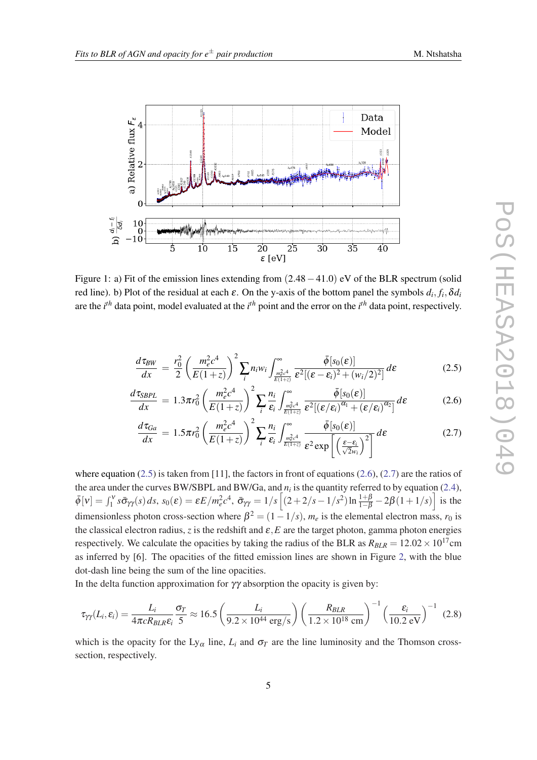Figure 1: a) Fit of the emission lines extending from $(2.48-41.0)$ eV of the BLR spectrum (solid red line). b) Plot of the residual at each $\varepsilon$. On the y-axis of the bottom panel the symbols $d_i, f_i, \delta d_i$ are the $i^{th}$ data point, model evaluated at the $i^{th}$ point and the error on the $i^{th}$ data point, respectively.

$$\frac{d\tau_{BW}}{dx} = \frac{r_0^2}{2}\left(\frac{m_e^2c^4}{E(1+z)}\right)^2 \sum_i n_i w_i \int_{\frac{m_e^2c^4}{E(1+z)}}^{\infty} \frac{\bar{\phi}[s_0(\varepsilon)]}{\varepsilon^2[(\varepsilon-\varepsilon_i)^2+(w_i/2)^2]}d\varepsilon \tag{2.5}$$

$$\frac{d\tau_{SBPL}}{dx} = 1.3\pi r_0^2\left(\frac{m_e^2c^4}{E(1+z)}\right)^2 \sum_i \frac{n_i}{\varepsilon_i} \int_{\frac{m_e^2c^4}{E(1+z)}}^{\infty} \frac{\bar{\phi}[s_0(\varepsilon)]}{\varepsilon^2[(\varepsilon/\varepsilon_i)^{\alpha_1}+(\varepsilon/\varepsilon_i)^{\alpha_2}]}d\varepsilon \tag{2.6}$$

$$\frac{d\tau_{Ga}}{dx} = 1.5\pi r_0^2\left(\frac{m_e^2c^4}{E(1+z)}\right)^2 \sum_i \frac{n_i}{\varepsilon_i} \int_{\frac{m_e^2c^4}{E(1+z)}}^{\infty} \frac{\bar{\phi}[s_0(\varepsilon)]}{\varepsilon^2 \exp\left[\left(\frac{\varepsilon-\varepsilon_i}{\sqrt{2}w_i}\right)^2\right]}d\varepsilon \tag{2.7}$$

where equation (2.5) is taken from [11], the factors in front of equations (2.6), (2.7) are the ratios of the area under the curves BW/SBPL and BW/Ga, and $n_i$ is the quantity referred to by equation (2.4), $\bar{\phi}[\nu] = \int_1^{\nu} s\bar{\sigma}_{\gamma\gamma}(s)\,ds$, $s_0(\varepsilon) = \varepsilon E/m_e^2c^4$, $\bar{\sigma}_{\gamma\gamma} = 1/s\left[(2+2/s-1/s^2)\ln\frac{1+\beta}{1-\beta} - 2\beta(1+1/s)\right]$ is the dimensionless photon cross-section where $\beta^2 = (1-1/s)$, $m_e$ is the elemental electron mass, $r_0$ is the classical electron radius, $z$ is the redshift and $\varepsilon, E$ are the target photon, gamma photon energies respectively. We calculate the opacities by taking the radius of the BLR as $R_{BLR} = 12.02\times10^{17}$cm as inferred by [6]. The opacities of the fitted emission lines are shown in Figure 2, with the blue dot-dash line being the sum of the line opacities.
In the delta function approximation for $\gamma\gamma$ absorption the opacity is given by:

$$\tau_{\gamma\gamma}(L_i,\varepsilon_i) = \frac{L_i}{4\pi c R_{BLR}\varepsilon_i}\frac{\sigma_T}{5} \approx 16.5\left(\frac{L_i}{9.2\times10^{44}\text{ erg/s}}\right)\left(\frac{R_{BLR}}{1.2\times10^{18}\text{ cm}}\right)^{-1}\left(\frac{\varepsilon_i}{10.2\text{ eV}}\right)^{-1} \tag{2.8}$$

which is the opacity for the Ly$_\alpha$ line, $L_i$ and $\sigma_T$ are the line luminosity and the Thomson cross-section, respectively.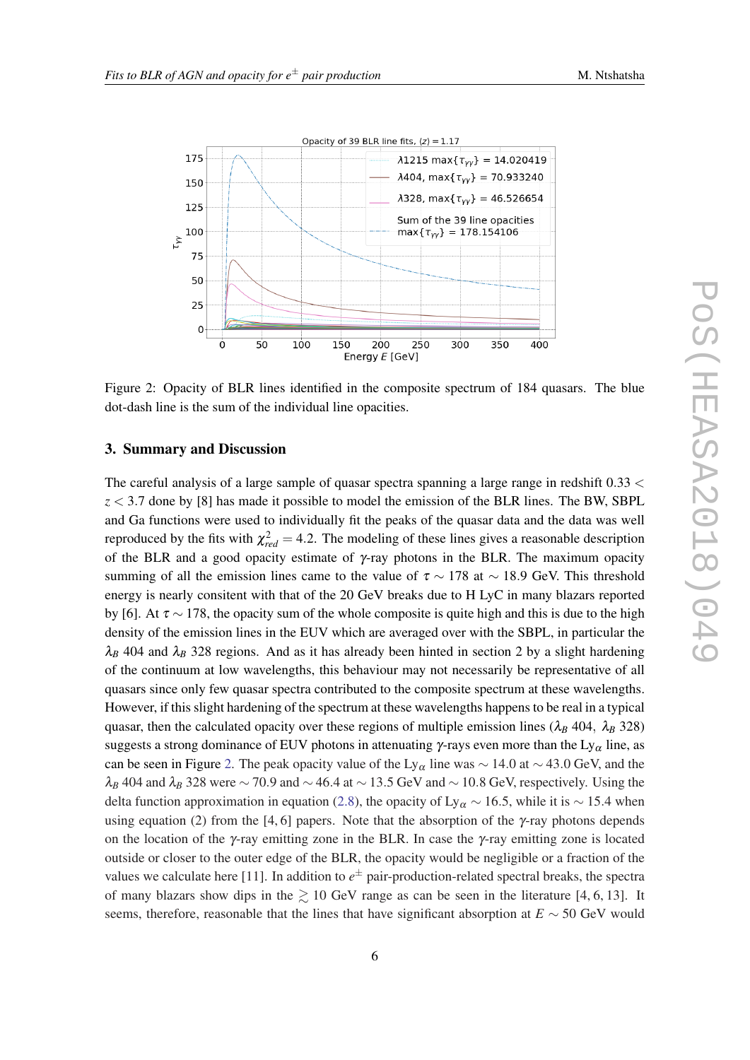Figure 2: Opacity of BLR lines identified in the composite spectrum of 184 quasars. The blue dot-dash line is the sum of the individual line opacities.

## 3. Summary and Discussion

The careful analysis of a large sample of quasar spectra spanning a large range in redshift $0.33 < z < 3.7$ done by [8] has made it possible to model the emission of the BLR lines. The BW, SBPL and Ga functions were used to individually fit the peaks of the quasar data and the data was well reproduced by the fits with $\chi^2_{red} = 4.2$. The modeling of these lines gives a reasonable description of the BLR and a good opacity estimate of $\gamma$-ray photons in the BLR. The maximum opacity summing of all the emission lines came to the value of $\tau \sim 178$ at $\sim 18.9$ GeV. This threshold energy is nearly consitent with that of the 20 GeV breaks due to H LyC in many blazars reported by [6]. At $\tau \sim 178$, the opacity sum of the whole composite is quite high and this is due to the high density of the emission lines in the EUV which are averaged over with the SBPL, in particular the $\lambda_B$ 404 and $\lambda_B$ 328 regions. And as it has already been hinted in section 2 by a slight hardening of the continuum at low wavelengths, this behaviour may not necessarily be representative of all quasars since only few quasar spectra contributed to the composite spectrum at these wavelengths. However, if this slight hardening of the spectrum at these wavelengths happens to be real in a typical quasar, then the calculated opacity over these regions of multiple emission lines ($\lambda_B$ 404, $\lambda_B$ 328) suggests a strong dominance of EUV photons in attenuating $\gamma$-rays even more than the Ly$_\alpha$ line, as can be seen in Figure 2. The peak opacity value of the Ly$_\alpha$ line was $\sim 14.0$ at $\sim 43.0$ GeV, and the $\lambda_B$ 404 and $\lambda_B$ 328 were $\sim 70.9$ and $\sim 46.4$ at $\sim 13.5$ GeV and $\sim 10.8$ GeV, respectively. Using the delta function approximation in equation (2.8), the opacity of Ly$_\alpha$ $\sim 16.5$, while it is $\sim 15.4$ when using equation (2) from the [4, 6] papers. Note that the absorption of the $\gamma$-ray photons depends on the location of the $\gamma$-ray emitting zone in the BLR. In case the $\gamma$-ray emitting zone is located outside or closer to the outer edge of the BLR, the opacity would be negligible or a fraction of the values we calculate here [11]. In addition to $e^\pm$ pair-production-related spectral breaks, the spectra of many blazars show dips in the $\gtrsim 10$ GeV range as can be seen in the literature [4, 6, 13]. It seems, therefore, reasonable that the lines that have significant absorption at $E \sim 50$ GeV would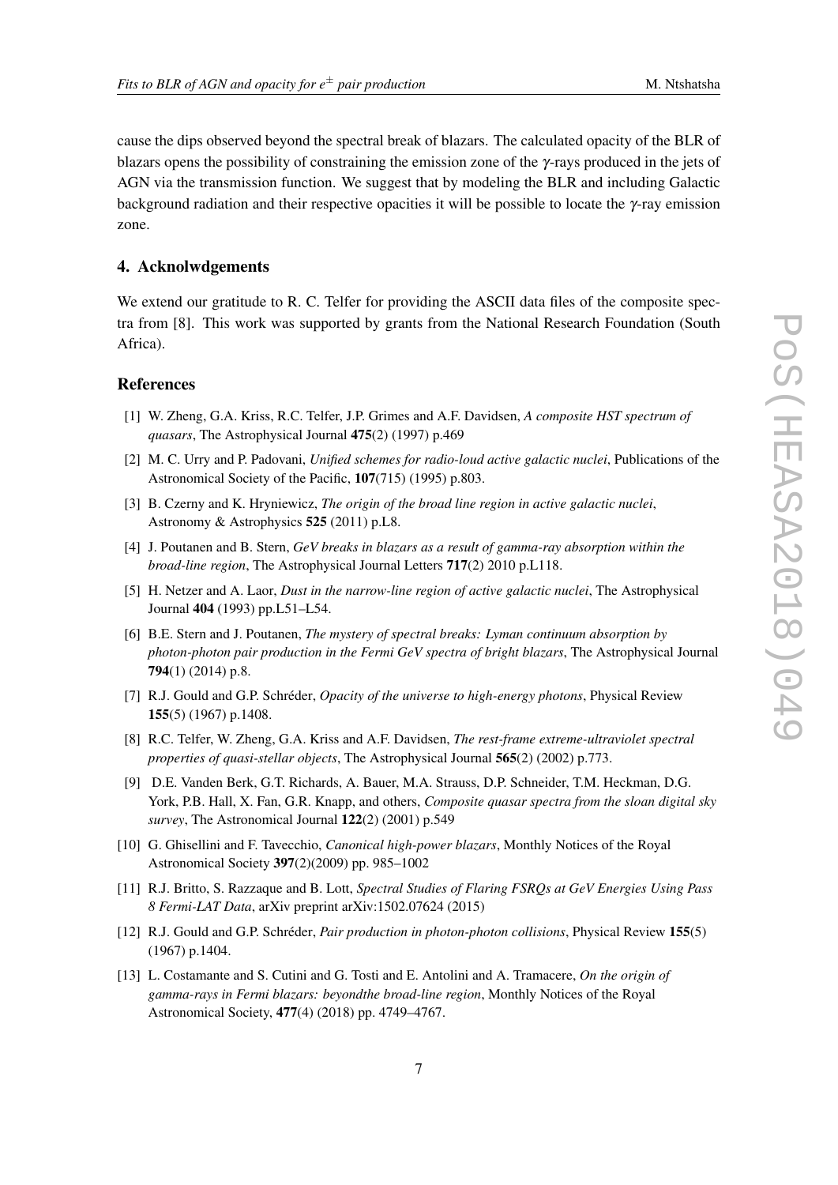cause the dips observed beyond the spectral break of blazars. The calculated opacity of the BLR of blazars opens the possibility of constraining the emission zone of the $\gamma$-rays produced in the jets of AGN via the transmission function. We suggest that by modeling the BLR and including Galactic background radiation and their respective opacities it will be possible to locate the $\gamma$-ray emission zone.

## 4. Acknolwdgements

We extend our gratitude to R. C. Telfer for providing the ASCII data files of the composite spectra from [8]. This work was supported by grants from the National Research Foundation (South Africa).

## References

[1] W. Zheng, G.A. Kriss, R.C. Telfer, J.P. Grimes and A.F. Davidsen, *A composite HST spectrum of quasars*, The Astrophysical Journal **475**(2) (1997) p.469

[2] M. C. Urry and P. Padovani, *Unified schemes for radio-loud active galactic nuclei*, Publications of the Astronomical Society of the Pacific, **107**(715) (1995) p.803.

[3] B. Czerny and K. Hryniewicz, *The origin of the broad line region in active galactic nuclei*, Astronomy & Astrophysics **525** (2011) p.L8.

[4] J. Poutanen and B. Stern, *GeV breaks in blazars as a result of gamma-ray absorption within the broad-line region*, The Astrophysical Journal Letters **717**(2) 2010 p.L118.

[5] H. Netzer and A. Laor, *Dust in the narrow-line region of active galactic nuclei*, The Astrophysical Journal **404** (1993) pp.L51–L54.

[6] B.E. Stern and J. Poutanen, *The mystery of spectral breaks: Lyman continuum absorption by photon-photon pair production in the Fermi GeV spectra of bright blazars*, The Astrophysical Journal **794**(1) (2014) p.8.

[7] R.J. Gould and G.P. Schréder, *Opacity of the universe to high-energy photons*, Physical Review **155**(5) (1967) p.1408.

[8] R.C. Telfer, W. Zheng, G.A. Kriss and A.F. Davidsen, *The rest-frame extreme-ultraviolet spectral properties of quasi-stellar objects*, The Astrophysical Journal **565**(2) (2002) p.773.

[9] D.E. Vanden Berk, G.T. Richards, A. Bauer, M.A. Strauss, D.P. Schneider, T.M. Heckman, D.G. York, P.B. Hall, X. Fan, G.R. Knapp, and others, *Composite quasar spectra from the sloan digital sky survey*, The Astronomical Journal **122**(2) (2001) p.549

[10] G. Ghisellini and F. Tavecchio, *Canonical high-power blazars*, Monthly Notices of the Royal Astronomical Society **397**(2)(2009) pp. 985–1002

[11] R.J. Britto, S. Razzaque and B. Lott, *Spectral Studies of Flaring FSRQs at GeV Energies Using Pass 8 Fermi-LAT Data*, arXiv preprint arXiv:1502.07624 (2015)

[12] R.J. Gould and G.P. Schréder, *Pair production in photon-photon collisions*, Physical Review **155**(5) (1967) p.1404.

[13] L. Costamante and S. Cutini and G. Tosti and E. Antolini and A. Tramacere, *On the origin of gamma-rays in Fermi blazars: beyondthe broad-line region*, Monthly Notices of the Royal Astronomical Society, **477**(4) (2018) pp. 4749–4767.